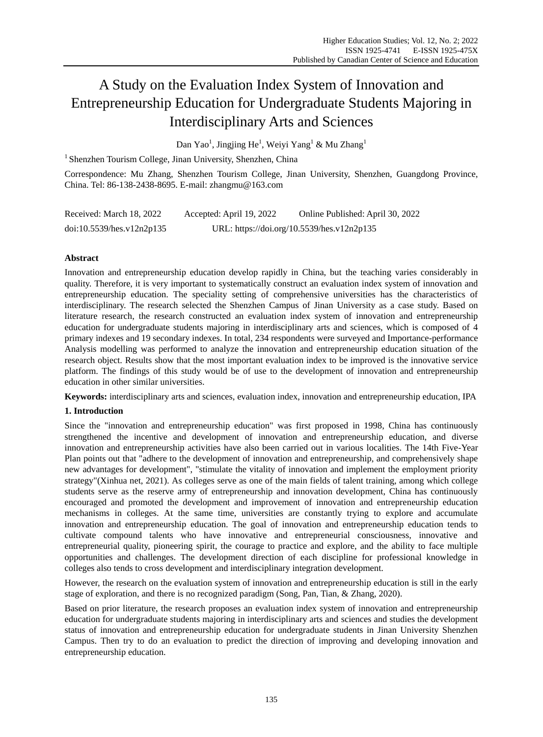# A Study on the Evaluation Index System of Innovation and Entrepreneurship Education for Undergraduate Students Majoring in Interdisciplinary Arts and Sciences

Dan Yao[1], Jingjing He[1], Weiyi Yang[1] & Mu Zhang[1]

[1] Shenzhen Tourism College, Jinan University, Shenzhen, China

Correspondence: Mu Zhang, Shenzhen Tourism College, Jinan University, Shenzhen, Guangdong Province, China. Tel: 86-138-2438-8695. E-mail: zhangmu@163.com

Received: March 18, 2022 Accepted: April 19, 2022 Online Published: April 30, 2022

doi:10.5539/hes.v12n2p135 URL: https://doi.org/10.5539/hes.v12n2p135

## Abstract

Innovation and entrepreneurship education develop rapidly in China, but the teaching varies considerably in quality. Therefore, it is very important to systematically construct an evaluation index system of innovation and entrepreneurship education. The speciality setting of comprehensive universities has the characteristics of interdisciplinary. The research selected the Shenzhen Campus of Jinan University as a case study. Based on literature research, the research constructed an evaluation index system of innovation and entrepreneurship education for undergraduate students majoring in interdisciplinary arts and sciences, which is composed of 4 primary indexes and 19 secondary indexes. In total, 234 respondents were surveyed and Importance-performance Analysis modelling was performed to analyze the innovation and entrepreneurship education situation of the research object. Results show that the most important evaluation index to be improved is the innovative service platform. The findings of this study would be of use to the development of innovation and entrepreneurship education in other similar universities.

**Keywords:** interdisciplinary arts and sciences, evaluation index, innovation and entrepreneurship education, IPA

## 1. Introduction

Since the "innovation and entrepreneurship education" was first proposed in 1998, China has continuously strengthened the incentive and development of innovation and entrepreneurship education, and diverse innovation and entrepreneurship activities have also been carried out in various localities. The 14th Five-Year Plan points out that "adhere to the development of innovation and entrepreneurship, and comprehensively shape new advantages for development", "stimulate the vitality of innovation and implement the employment priority strategy"(Xinhua net, 2021). As colleges serve as one of the main fields of talent training, among which college students serve as the reserve army of entrepreneurship and innovation development, China has continuously encouraged and promoted the development and improvement of innovation and entrepreneurship education mechanisms in colleges. At the same time, universities are constantly trying to explore and accumulate innovation and entrepreneurship education. The goal of innovation and entrepreneurship education tends to cultivate compound talents who have innovative and entrepreneurial consciousness, innovative and entrepreneurial quality, pioneering spirit, the courage to practice and explore, and the ability to face multiple opportunities and challenges. The development direction of each discipline for professional knowledge in colleges also tends to cross development and interdisciplinary integration development.

However, the research on the evaluation system of innovation and entrepreneurship education is still in the early stage of exploration, and there is no recognized paradigm (Song, Pan, Tian, & Zhang, 2020).

Based on prior literature, the research proposes an evaluation index system of innovation and entrepreneurship education for undergraduate students majoring in interdisciplinary arts and sciences and studies the development status of innovation and entrepreneurship education for undergraduate students in Jinan University Shenzhen Campus. Then try to do an evaluation to predict the direction of improving and developing innovation and entrepreneurship education.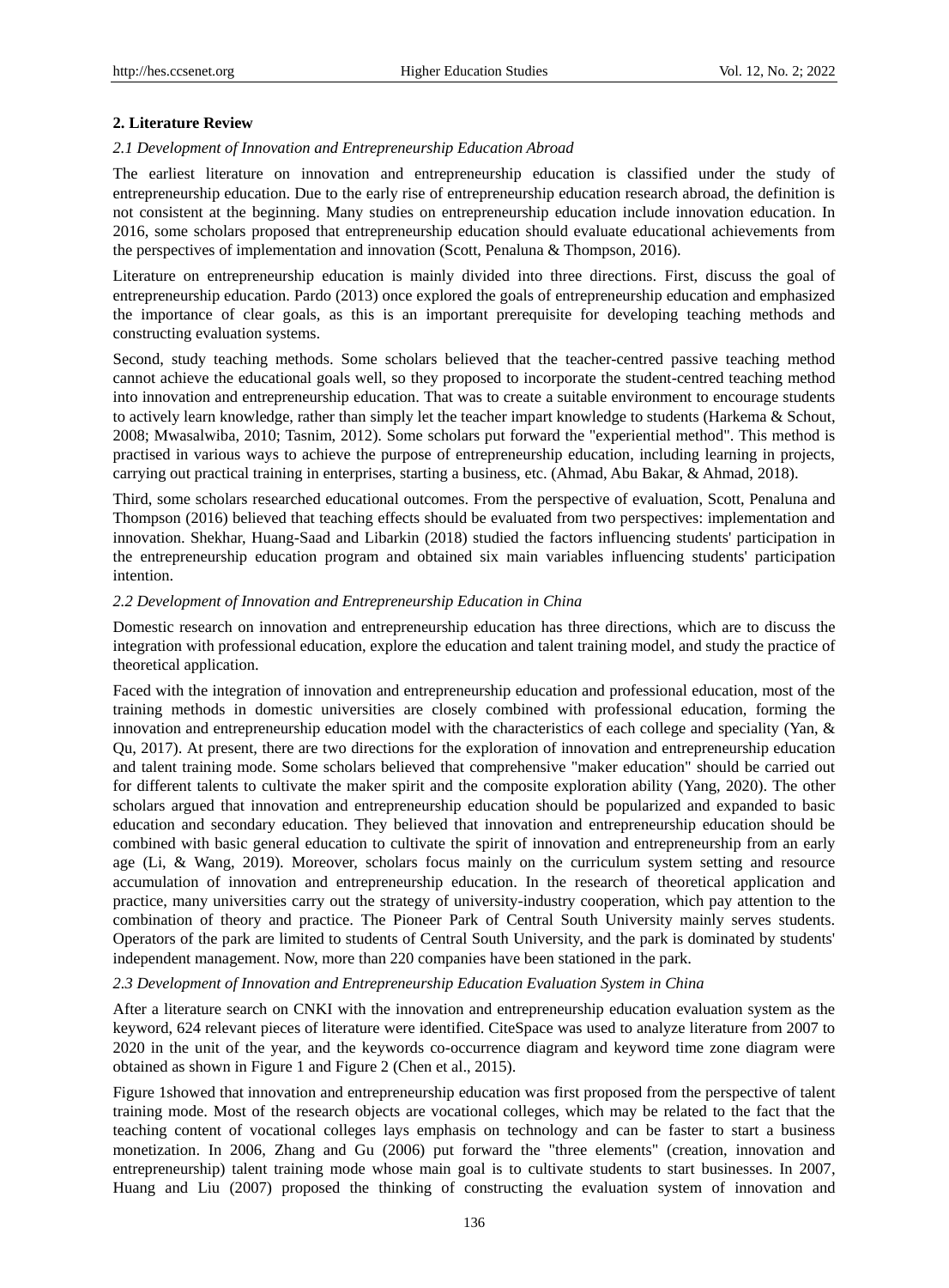## 2. Literature Review

### *2.1 Development of Innovation and Entrepreneurship Education Abroad*

The earliest literature on innovation and entrepreneurship education is classified under the study of entrepreneurship education. Due to the early rise of entrepreneurship education research abroad, the definition is not consistent at the beginning. Many studies on entrepreneurship education include innovation education. In 2016, some scholars proposed that entrepreneurship education should evaluate educational achievements from the perspectives of implementation and innovation (Scott, Penaluna & Thompson, 2016).

Literature on entrepreneurship education is mainly divided into three directions. First, discuss the goal of entrepreneurship education. Pardo (2013) once explored the goals of entrepreneurship education and emphasized the importance of clear goals, as this is an important prerequisite for developing teaching methods and constructing evaluation systems.

Second, study teaching methods. Some scholars believed that the teacher-centred passive teaching method cannot achieve the educational goals well, so they proposed to incorporate the student-centred teaching method into innovation and entrepreneurship education. That was to create a suitable environment to encourage students to actively learn knowledge, rather than simply let the teacher impart knowledge to students (Harkema & Schout, 2008; Mwasalwiba, 2010; Tasnim, 2012). Some scholars put forward the "experiential method". This method is practised in various ways to achieve the purpose of entrepreneurship education, including learning in projects, carrying out practical training in enterprises, starting a business, etc. (Ahmad, Abu Bakar, & Ahmad, 2018).

Third, some scholars researched educational outcomes. From the perspective of evaluation, Scott, Penaluna and Thompson (2016) believed that teaching effects should be evaluated from two perspectives: implementation and innovation. Shekhar, Huang-Saad and Libarkin (2018) studied the factors influencing students' participation in the entrepreneurship education program and obtained six main variables influencing students' participation intention.

### *2.2 Development of Innovation and Entrepreneurship Education in China*

Domestic research on innovation and entrepreneurship education has three directions, which are to discuss the integration with professional education, explore the education and talent training model, and study the practice of theoretical application.

Faced with the integration of innovation and entrepreneurship education and professional education, most of the training methods in domestic universities are closely combined with professional education, forming the innovation and entrepreneurship education model with the characteristics of each college and speciality (Yan, & Qu, 2017). At present, there are two directions for the exploration of innovation and entrepreneurship education and talent training mode. Some scholars believed that comprehensive "maker education" should be carried out for different talents to cultivate the maker spirit and the composite exploration ability (Yang, 2020). The other scholars argued that innovation and entrepreneurship education should be popularized and expanded to basic education and secondary education. They believed that innovation and entrepreneurship education should be combined with basic general education to cultivate the spirit of innovation and entrepreneurship from an early age (Li, & Wang, 2019). Moreover, scholars focus mainly on the curriculum system setting and resource accumulation of innovation and entrepreneurship education. In the research of theoretical application and practice, many universities carry out the strategy of university-industry cooperation, which pay attention to the combination of theory and practice. The Pioneer Park of Central South University mainly serves students. Operators of the park are limited to students of Central South University, and the park is dominated by students' independent management. Now, more than 220 companies have been stationed in the park.

### *2.3 Development of Innovation and Entrepreneurship Education Evaluation System in China*

After a literature search on CNKI with the innovation and entrepreneurship education evaluation system as the keyword, 624 relevant pieces of literature were identified. CiteSpace was used to analyze literature from 2007 to 2020 in the unit of the year, and the keywords co-occurrence diagram and keyword time zone diagram were obtained as shown in Figure 1 and Figure 2 (Chen et al., 2015).

Figure 1showed that innovation and entrepreneurship education was first proposed from the perspective of talent training mode. Most of the research objects are vocational colleges, which may be related to the fact that the teaching content of vocational colleges lays emphasis on technology and can be faster to start a business monetization. In 2006, Zhang and Gu (2006) put forward the "three elements" (creation, innovation and entrepreneurship) talent training mode whose main goal is to cultivate students to start businesses. In 2007, Huang and Liu (2007) proposed the thinking of constructing the evaluation system of innovation and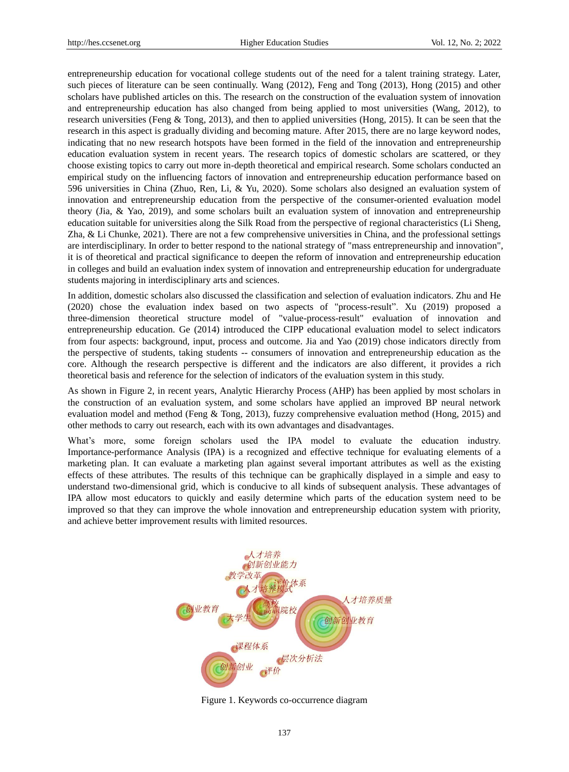entrepreneurship education for vocational college students out of the need for a talent training strategy. Later, such pieces of literature can be seen continually. Wang (2012), Feng and Tong (2013), Hong (2015) and other scholars have published articles on this. The research on the construction of the evaluation system of innovation and entrepreneurship education has also changed from being applied to most universities (Wang, 2012), to research universities (Feng & Tong, 2013), and then to applied universities (Hong, 2015). It can be seen that the research in this aspect is gradually dividing and becoming mature. After 2015, there are no large keyword nodes, indicating that no new research hotspots have been formed in the field of the innovation and entrepreneurship education evaluation system in recent years. The research topics of domestic scholars are scattered, or they choose existing topics to carry out more in-depth theoretical and empirical research. Some scholars conducted an empirical study on the influencing factors of innovation and entrepreneurship education performance based on 596 universities in China (Zhuo, Ren, Li, & Yu, 2020). Some scholars also designed an evaluation system of innovation and entrepreneurship education from the perspective of the consumer-oriented evaluation model theory (Jia, & Yao, 2019), and some scholars built an evaluation system of innovation and entrepreneurship education suitable for universities along the Silk Road from the perspective of regional characteristics (Li Sheng, Zha, & Li Chunke, 2021). There are not a few comprehensive universities in China, and the professional settings are interdisciplinary. In order to better respond to the national strategy of "mass entrepreneurship and innovation", it is of theoretical and practical significance to deepen the reform of innovation and entrepreneurship education in colleges and build an evaluation index system of innovation and entrepreneurship education for undergraduate students majoring in interdisciplinary arts and sciences.

In addition, domestic scholars also discussed the classification and selection of evaluation indicators. Zhu and He (2020) chose the evaluation index based on two aspects of "process-result". Xu (2019) proposed a three-dimension theoretical structure model of "value-process-result" evaluation of innovation and entrepreneurship education. Ge (2014) introduced the CIPP educational evaluation model to select indicators from four aspects: background, input, process and outcome. Jia and Yao (2019) chose indicators directly from the perspective of students, taking students -- consumers of innovation and entrepreneurship education as the core. Although the research perspective is different and the indicators are also different, it provides a rich theoretical basis and reference for the selection of indicators of the evaluation system in this study.

As shown in Figure 2, in recent years, Analytic Hierarchy Process (AHP) has been applied by most scholars in the construction of an evaluation system, and some scholars have applied an improved BP neural network evaluation model and method (Feng & Tong, 2013), fuzzy comprehensive evaluation method (Hong, 2015) and other methods to carry out research, each with its own advantages and disadvantages.

What's more, some foreign scholars used the IPA model to evaluate the education industry. Importance-performance Analysis (IPA) is a recognized and effective technique for evaluating elements of a marketing plan. It can evaluate a marketing plan against several important attributes as well as the existing effects of these attributes. The results of this technique can be graphically displayed in a simple and easy to understand two-dimensional grid, which is conducive to all kinds of subsequent analysis. These advantages of IPA allow most educators to quickly and easily determine which parts of the education system need to be improved so that they can improve the whole innovation and entrepreneurship education system with priority, and achieve better improvement results with limited resources.

Figure 1. Keywords co-occurrence diagram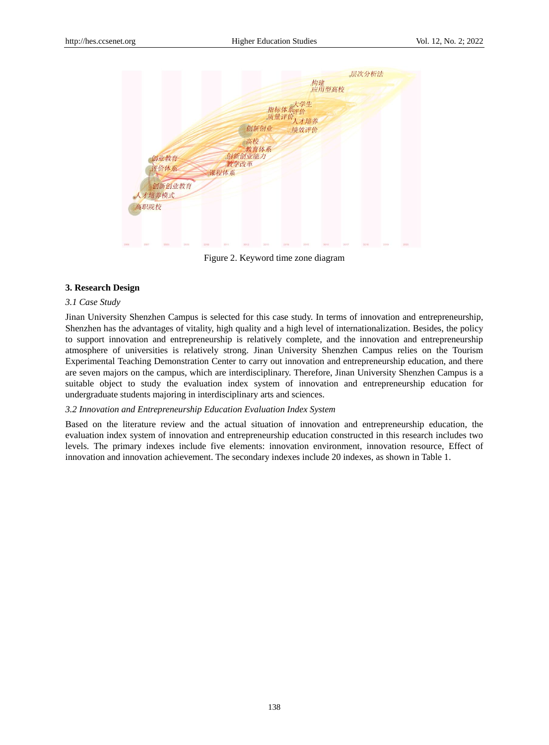Figure 2. Keyword time zone diagram

## 3. Research Design

### *3.1 Case Study*

Jinan University Shenzhen Campus is selected for this case study. In terms of innovation and entrepreneurship, Shenzhen has the advantages of vitality, high quality and a high level of internationalization. Besides, the policy to support innovation and entrepreneurship is relatively complete, and the innovation and entrepreneurship atmosphere of universities is relatively strong. Jinan University Shenzhen Campus relies on the Tourism Experimental Teaching Demonstration Center to carry out innovation and entrepreneurship education, and there are seven majors on the campus, which are interdisciplinary. Therefore, Jinan University Shenzhen Campus is a suitable object to study the evaluation index system of innovation and entrepreneurship education for undergraduate students majoring in interdisciplinary arts and sciences.

### *3.2 Innovation and Entrepreneurship Education Evaluation Index System*

Based on the literature review and the actual situation of innovation and entrepreneurship education, the evaluation index system of innovation and entrepreneurship education constructed in this research includes two levels. The primary indexes include five elements: innovation environment, innovation resource, Effect of innovation and innovation achievement. The secondary indexes include 20 indexes, as shown in Table 1.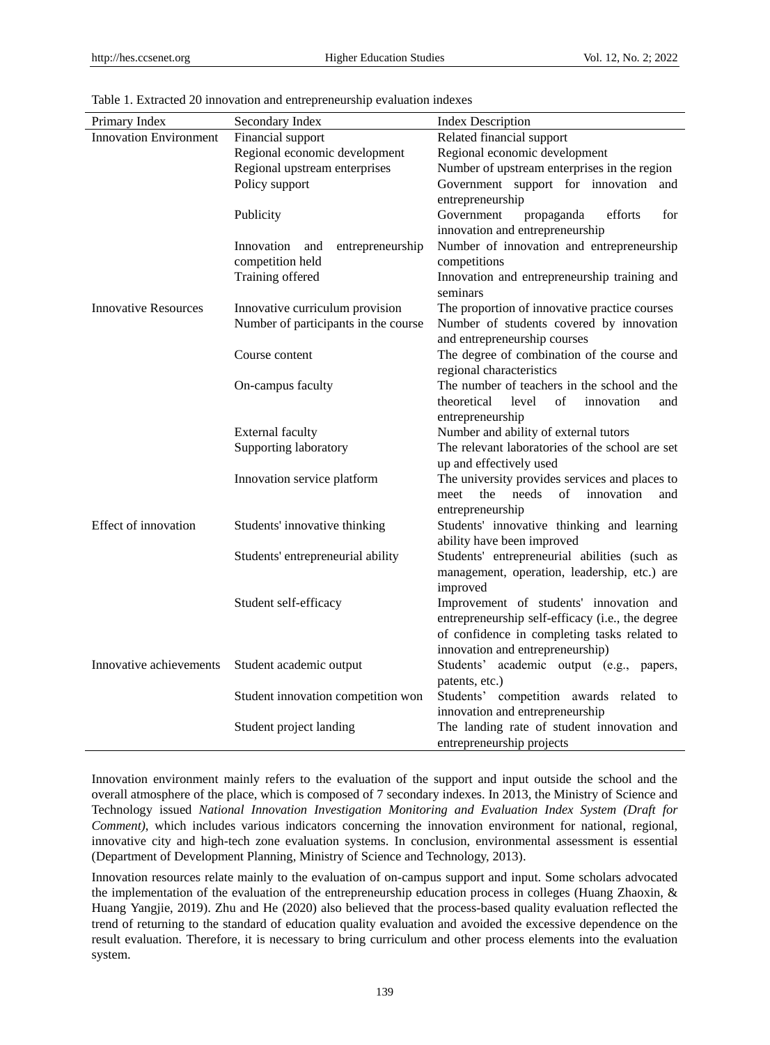Table 1. Extracted 20 innovation and entrepreneurship evaluation indexes

| Primary Index | Secondary Index | Index Description |
|---|---|---|
| Innovation Environment | Financial support | Related financial support |
| | Regional economic development | Regional economic development |
| | Regional upstream enterprises | Number of upstream enterprises in the region |
| | Policy support | Government support for innovation and entrepreneurship |
| | Publicity | Government propaganda efforts for innovation and entrepreneurship |
| | Innovation and entrepreneurship competition held | Number of innovation and entrepreneurship competitions |
| | Training offered | Innovation and entrepreneurship training and seminars |
| Innovative Resources | Innovative curriculum provision | The proportion of innovative practice courses |
| | Number of participants in the course | Number of students covered by innovation and entrepreneurship courses |
| | Course content | The degree of combination of the course and regional characteristics |
| | On-campus faculty | The number of teachers in the school and the theoretical level of innovation and entrepreneurship |
| | External faculty | Number and ability of external tutors |
| | Supporting laboratory | The relevant laboratories of the school are set up and effectively used |
| | Innovation service platform | The university provides services and places to meet the needs of innovation and entrepreneurship |
| Effect of innovation | Students' innovative thinking | Students' innovative thinking and learning ability have been improved |
| | Students' entrepreneurial ability | Students' entrepreneurial abilities (such as management, operation, leadership, etc.) are improved |
| | Student self-efficacy | Improvement of students' innovation and entrepreneurship self-efficacy (i.e., the degree of confidence in completing tasks related to innovation and entrepreneurship) |
| Innovative achievements | Student academic output | Students' academic output (e.g., papers, patents, etc.) |
| | Student innovation competition won | Students' competition awards related to innovation and entrepreneurship |
| | Student project landing | The landing rate of student innovation and entrepreneurship projects |

Innovation environment mainly refers to the evaluation of the support and input outside the school and the overall atmosphere of the place, which is composed of 7 secondary indexes. In 2013, the Ministry of Science and Technology issued *National Innovation Investigation Monitoring and Evaluation Index System (Draft for Comment)*, which includes various indicators concerning the innovation environment for national, regional, innovative city and high-tech zone evaluation systems. In conclusion, environmental assessment is essential (Department of Development Planning, Ministry of Science and Technology, 2013).

Innovation resources relate mainly to the evaluation of on-campus support and input. Some scholars advocated the implementation of the evaluation of the entrepreneurship education process in colleges (Huang Zhaoxin, & Huang Yangjie, 2019). Zhu and He (2020) also believed that the process-based quality evaluation reflected the trend of returning to the standard of education quality evaluation and avoided the excessive dependence on the result evaluation. Therefore, it is necessary to bring curriculum and other process elements into the evaluation system.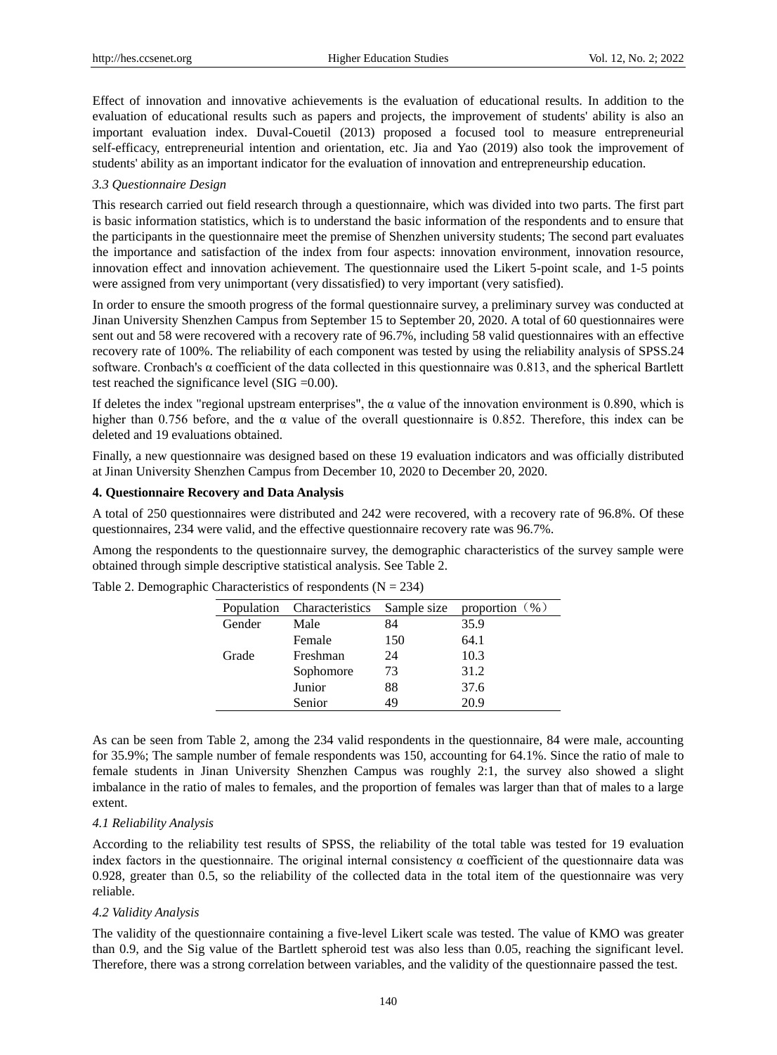Effect of innovation and innovative achievements is the evaluation of educational results. In addition to the evaluation of educational results such as papers and projects, the improvement of students' ability is also an important evaluation index. Duval-Couetil (2013) proposed a focused tool to measure entrepreneurial self-efficacy, entrepreneurial intention and orientation, etc. Jia and Yao (2019) also took the improvement of students' ability as an important indicator for the evaluation of innovation and entrepreneurship education.

### *3.3 Questionnaire Design*

This research carried out field research through a questionnaire, which was divided into two parts. The first part is basic information statistics, which is to understand the basic information of the respondents and to ensure that the participants in the questionnaire meet the premise of Shenzhen university students; The second part evaluates the importance and satisfaction of the index from four aspects: innovation environment, innovation resource, innovation effect and innovation achievement. The questionnaire used the Likert 5-point scale, and 1-5 points were assigned from very unimportant (very dissatisfied) to very important (very satisfied).

In order to ensure the smooth progress of the formal questionnaire survey, a preliminary survey was conducted at Jinan University Shenzhen Campus from September 15 to September 20, 2020. A total of 60 questionnaires were sent out and 58 were recovered with a recovery rate of 96.7%, including 58 valid questionnaires with an effective recovery rate of 100%. The reliability of each component was tested by using the reliability analysis of SPSS.24 software. Cronbach's α coefficient of the data collected in this questionnaire was 0.813, and the spherical Bartlett test reached the significance level (SIG =0.00).

If deletes the index "regional upstream enterprises", the α value of the innovation environment is 0.890, which is higher than 0.756 before, and the α value of the overall questionnaire is 0.852. Therefore, this index can be deleted and 19 evaluations obtained.

Finally, a new questionnaire was designed based on these 19 evaluation indicators and was officially distributed at Jinan University Shenzhen Campus from December 10, 2020 to December 20, 2020.

## 4. Questionnaire Recovery and Data Analysis

A total of 250 questionnaires were distributed and 242 were recovered, with a recovery rate of 96.8%. Of these questionnaires, 234 were valid, and the effective questionnaire recovery rate was 96.7%.

Among the respondents to the questionnaire survey, the demographic characteristics of the survey sample were obtained through simple descriptive statistical analysis. See Table 2.

Table 2. Demographic Characteristics of respondents (N = 234)

| Population | Characteristics | Sample size | proportion（%） |
|---|---|---|---|
| Gender | Male | 84 | 35.9 |
| | Female | 150 | 64.1 |
| Grade | Freshman | 24 | 10.3 |
| | Sophomore | 73 | 31.2 |
| | Junior | 88 | 37.6 |
| | Senior | 49 | 20.9 |

As can be seen from Table 2, among the 234 valid respondents in the questionnaire, 84 were male, accounting for 35.9%; The sample number of female respondents was 150, accounting for 64.1%. Since the ratio of male to female students in Jinan University Shenzhen Campus was roughly 2:1, the survey also showed a slight imbalance in the ratio of males to females, and the proportion of females was larger than that of males to a large extent.

### *4.1 Reliability Analysis*

According to the reliability test results of SPSS, the reliability of the total table was tested for 19 evaluation index factors in the questionnaire. The original internal consistency α coefficient of the questionnaire data was 0.928, greater than 0.5, so the reliability of the collected data in the total item of the questionnaire was very reliable.

### *4.2 Validity Analysis*

The validity of the questionnaire containing a five-level Likert scale was tested. The value of KMO was greater than 0.9, and the Sig value of the Bartlett spheroid test was also less than 0.05, reaching the significant level. Therefore, there was a strong correlation between variables, and the validity of the questionnaire passed the test.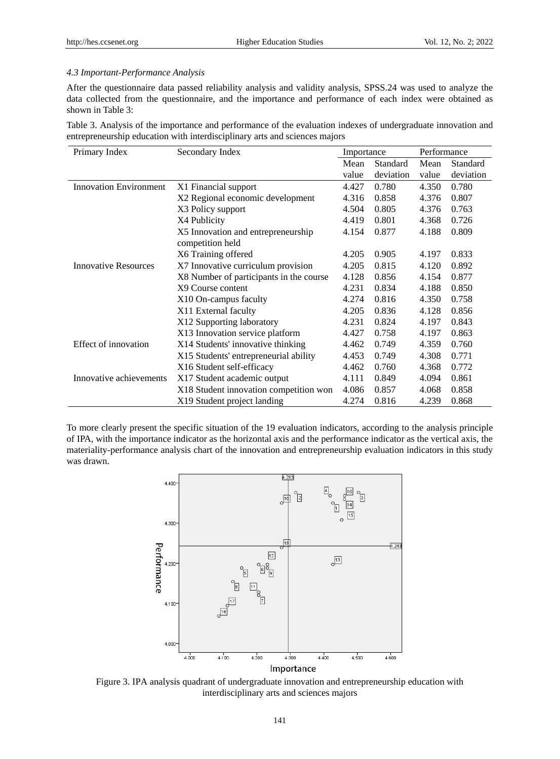### 4.3 Important-Performance Analysis

After the questionnaire data passed reliability analysis and validity analysis, SPSS.24 was used to analyze the data collected from the questionnaire, and the importance and performance of each index were obtained as shown in Table 3:

Table 3. Analysis of the importance and performance of the evaluation indexes of undergraduate innovation and entrepreneurship education with interdisciplinary arts and sciences majors

| Primary Index | Secondary Index | Importance | | Performance | |
|---|---|---|---|---|---|
| | | Mean value | Standard deviation | Mean value | Standard deviation |
| Innovation Environment | X1 Financial support | 4.427 | 0.780 | 4.350 | 0.780 |
| | X2 Regional economic development | 4.316 | 0.858 | 4.376 | 0.807 |
| | X3 Policy support | 4.504 | 0.805 | 4.376 | 0.763 |
| | X4 Publicity | 4.419 | 0.801 | 4.368 | 0.726 |
| | X5 Innovation and entrepreneurship competition held | 4.154 | 0.877 | 4.188 | 0.809 |
| | X6 Training offered | 4.205 | 0.905 | 4.197 | 0.833 |
| Innovative Resources | X7 Innovative curriculum provision | 4.205 | 0.815 | 4.120 | 0.892 |
| | X8 Number of participants in the course | 4.128 | 0.856 | 4.154 | 0.877 |
| | X9 Course content | 4.231 | 0.834 | 4.188 | 0.850 |
| | X10 On-campus faculty | 4.274 | 0.816 | 4.350 | 0.758 |
| | X11 External faculty | 4.205 | 0.836 | 4.128 | 0.856 |
| | X12 Supporting laboratory | 4.231 | 0.824 | 4.197 | 0.843 |
| | X13 Innovation service platform | 4.427 | 0.758 | 4.197 | 0.863 |
| Effect of innovation | X14 Students' innovative thinking | 4.462 | 0.749 | 4.359 | 0.760 |
| | X15 Students' entrepreneurial ability | 4.453 | 0.749 | 4.308 | 0.771 |
| | X16 Student self-efficacy | 4.462 | 0.760 | 4.368 | 0.772 |
| Innovative achievements | X17 Student academic output | 4.111 | 0.849 | 4.094 | 0.861 |
| | X18 Student innovation competition won | 4.086 | 0.857 | 4.068 | 0.858 |
| | X19 Student project landing | 4.274 | 0.816 | 4.239 | 0.868 |

To more clearly present the specific situation of the 19 evaluation indicators, according to the analysis principle of IPA, with the importance indicator as the horizontal axis and the performance indicator as the vertical axis, the materiality-performance analysis chart of the innovation and entrepreneurship evaluation indicators in this study was drawn.

Figure 3. IPA analysis quadrant of undergraduate innovation and entrepreneurship education with interdisciplinary arts and sciences majors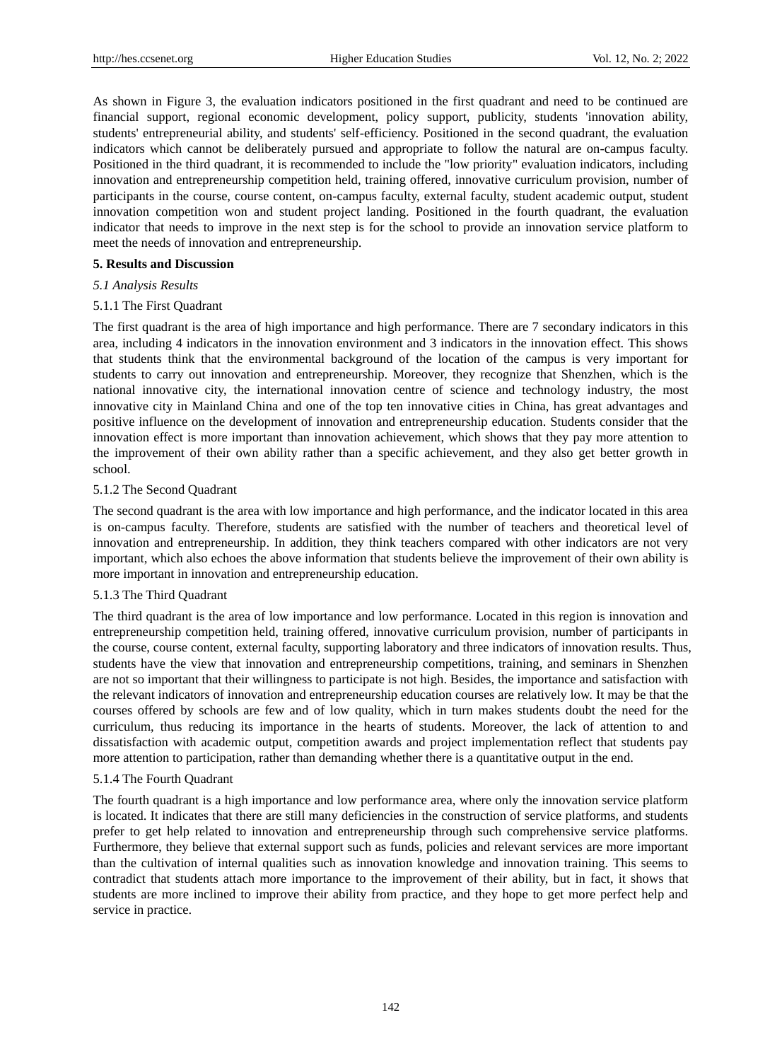As shown in Figure 3, the evaluation indicators positioned in the first quadrant and need to be continued are financial support, regional economic development, policy support, publicity, students 'innovation ability, students' entrepreneurial ability, and students' self-efficiency. Positioned in the second quadrant, the evaluation indicators which cannot be deliberately pursued and appropriate to follow the natural are on-campus faculty. Positioned in the third quadrant, it is recommended to include the "low priority" evaluation indicators, including innovation and entrepreneurship competition held, training offered, innovative curriculum provision, number of participants in the course, course content, on-campus faculty, external faculty, student academic output, student innovation competition won and student project landing. Positioned in the fourth quadrant, the evaluation indicator that needs to improve in the next step is for the school to provide an innovation service platform to meet the needs of innovation and entrepreneurship.

## 5. Results and Discussion

### *5.1 Analysis Results*

#### 5.1.1 The First Quadrant

The first quadrant is the area of high importance and high performance. There are 7 secondary indicators in this area, including 4 indicators in the innovation environment and 3 indicators in the innovation effect. This shows that students think that the environmental background of the location of the campus is very important for students to carry out innovation and entrepreneurship. Moreover, they recognize that Shenzhen, which is the national innovative city, the international innovation centre of science and technology industry, the most innovative city in Mainland China and one of the top ten innovative cities in China, has great advantages and positive influence on the development of innovation and entrepreneurship education. Students consider that the innovation effect is more important than innovation achievement, which shows that they pay more attention to the improvement of their own ability rather than a specific achievement, and they also get better growth in school.

#### 5.1.2 The Second Quadrant

The second quadrant is the area with low importance and high performance, and the indicator located in this area is on-campus faculty. Therefore, students are satisfied with the number of teachers and theoretical level of innovation and entrepreneurship. In addition, they think teachers compared with other indicators are not very important, which also echoes the above information that students believe the improvement of their own ability is more important in innovation and entrepreneurship education.

#### 5.1.3 The Third Quadrant

The third quadrant is the area of low importance and low performance. Located in this region is innovation and entrepreneurship competition held, training offered, innovative curriculum provision, number of participants in the course, course content, external faculty, supporting laboratory and three indicators of innovation results. Thus, students have the view that innovation and entrepreneurship competitions, training, and seminars in Shenzhen are not so important that their willingness to participate is not high. Besides, the importance and satisfaction with the relevant indicators of innovation and entrepreneurship education courses are relatively low. It may be that the courses offered by schools are few and of low quality, which in turn makes students doubt the need for the curriculum, thus reducing its importance in the hearts of students. Moreover, the lack of attention to and dissatisfaction with academic output, competition awards and project implementation reflect that students pay more attention to participation, rather than demanding whether there is a quantitative output in the end.

#### 5.1.4 The Fourth Quadrant

The fourth quadrant is a high importance and low performance area, where only the innovation service platform is located. It indicates that there are still many deficiencies in the construction of service platforms, and students prefer to get help related to innovation and entrepreneurship through such comprehensive service platforms. Furthermore, they believe that external support such as funds, policies and relevant services are more important than the cultivation of internal qualities such as innovation knowledge and innovation training. This seems to contradict that students attach more importance to the improvement of their ability, but in fact, it shows that students are more inclined to improve their ability from practice, and they hope to get more perfect help and service in practice.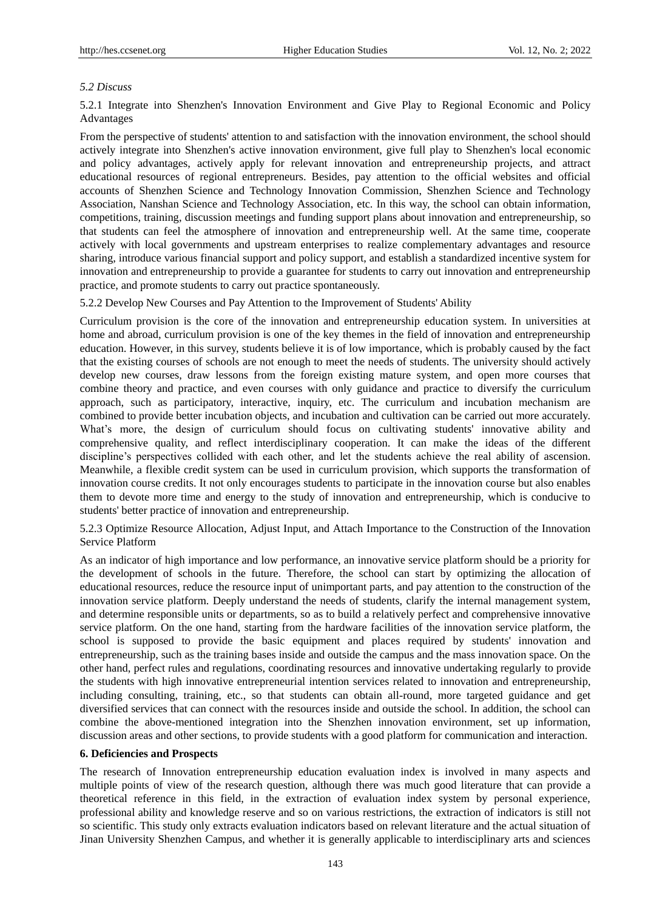### *5.2 Discuss*

#### 5.2.1 Integrate into Shenzhen's Innovation Environment and Give Play to Regional Economic and Policy Advantages

From the perspective of students' attention to and satisfaction with the innovation environment, the school should actively integrate into Shenzhen's active innovation environment, give full play to Shenzhen's local economic and policy advantages, actively apply for relevant innovation and entrepreneurship projects, and attract educational resources of regional entrepreneurs. Besides, pay attention to the official websites and official accounts of Shenzhen Science and Technology Innovation Commission, Shenzhen Science and Technology Association, Nanshan Science and Technology Association, etc. In this way, the school can obtain information, competitions, training, discussion meetings and funding support plans about innovation and entrepreneurship, so that students can feel the atmosphere of innovation and entrepreneurship well. At the same time, cooperate actively with local governments and upstream enterprises to realize complementary advantages and resource sharing, introduce various financial support and policy support, and establish a standardized incentive system for innovation and entrepreneurship to provide a guarantee for students to carry out innovation and entrepreneurship practice, and promote students to carry out practice spontaneously.

#### 5.2.2 Develop New Courses and Pay Attention to the Improvement of Students' Ability

Curriculum provision is the core of the innovation and entrepreneurship education system. In universities at home and abroad, curriculum provision is one of the key themes in the field of innovation and entrepreneurship education. However, in this survey, students believe it is of low importance, which is probably caused by the fact that the existing courses of schools are not enough to meet the needs of students. The university should actively develop new courses, draw lessons from the foreign existing mature system, and open more courses that combine theory and practice, and even courses with only guidance and practice to diversify the curriculum approach, such as participatory, interactive, inquiry, etc. The curriculum and incubation mechanism are combined to provide better incubation objects, and incubation and cultivation can be carried out more accurately. What's more, the design of curriculum should focus on cultivating students' innovative ability and comprehensive quality, and reflect interdisciplinary cooperation. It can make the ideas of the different discipline's perspectives collided with each other, and let the students achieve the real ability of ascension. Meanwhile, a flexible credit system can be used in curriculum provision, which supports the transformation of innovation course credits. It not only encourages students to participate in the innovation course but also enables them to devote more time and energy to the study of innovation and entrepreneurship, which is conducive to students' better practice of innovation and entrepreneurship.

#### 5.2.3 Optimize Resource Allocation, Adjust Input, and Attach Importance to the Construction of the Innovation Service Platform

As an indicator of high importance and low performance, an innovative service platform should be a priority for the development of schools in the future. Therefore, the school can start by optimizing the allocation of educational resources, reduce the resource input of unimportant parts, and pay attention to the construction of the innovation service platform. Deeply understand the needs of students, clarify the internal management system, and determine responsible units or departments, so as to build a relatively perfect and comprehensive innovative service platform. On the one hand, starting from the hardware facilities of the innovation service platform, the school is supposed to provide the basic equipment and places required by students' innovation and entrepreneurship, such as the training bases inside and outside the campus and the mass innovation space. On the other hand, perfect rules and regulations, coordinating resources and innovative undertaking regularly to provide the students with high innovative entrepreneurial intention services related to innovation and entrepreneurship, including consulting, training, etc., so that students can obtain all-round, more targeted guidance and get diversified services that can connect with the resources inside and outside the school. In addition, the school can combine the above-mentioned integration into the Shenzhen innovation environment, set up information, discussion areas and other sections, to provide students with a good platform for communication and interaction.

## 6. Deficiencies and Prospects

The research of Innovation entrepreneurship education evaluation index is involved in many aspects and multiple points of view of the research question, although there was much good literature that can provide a theoretical reference in this field, in the extraction of evaluation index system by personal experience, professional ability and knowledge reserve and so on various restrictions, the extraction of indicators is still not so scientific. This study only extracts evaluation indicators based on relevant literature and the actual situation of Jinan University Shenzhen Campus, and whether it is generally applicable to interdisciplinary arts and sciences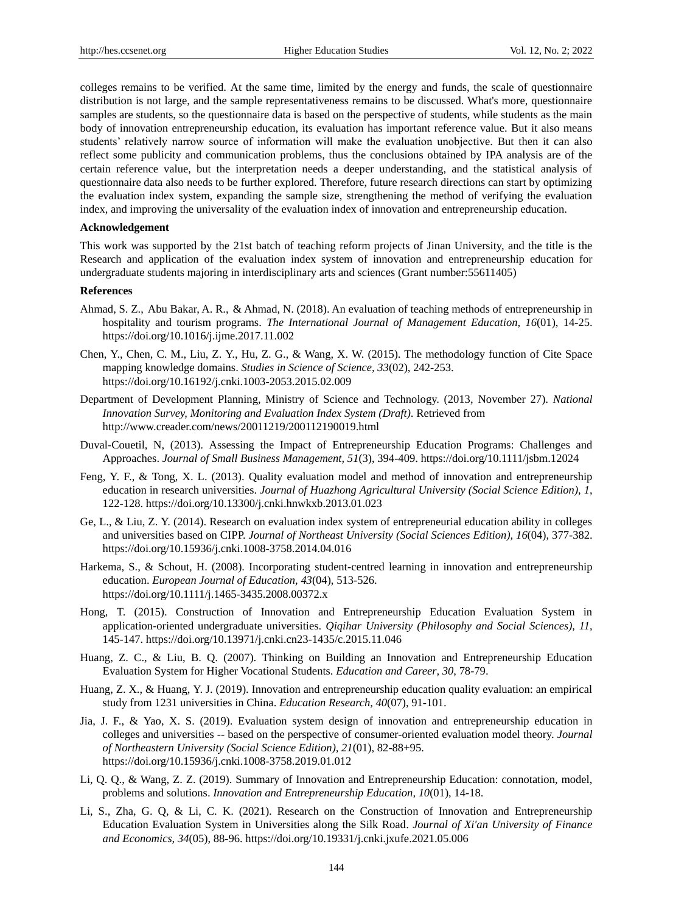colleges remains to be verified. At the same time, limited by the energy and funds, the scale of questionnaire distribution is not large, and the sample representativeness remains to be discussed. What's more, questionnaire samples are students, so the questionnaire data is based on the perspective of students, while students as the main body of innovation entrepreneurship education, its evaluation has important reference value. But it also means students' relatively narrow source of information will make the evaluation unobjective. But then it can also reflect some publicity and communication problems, thus the conclusions obtained by IPA analysis are of the certain reference value, but the interpretation needs a deeper understanding, and the statistical analysis of questionnaire data also needs to be further explored. Therefore, future research directions can start by optimizing the evaluation index system, expanding the sample size, strengthening the method of verifying the evaluation index, and improving the universality of the evaluation index of innovation and entrepreneurship education.

**Acknowledgement**

This work was supported by the 21st batch of teaching reform projects of Jinan University, and the title is the Research and application of the evaluation index system of innovation and entrepreneurship education for undergraduate students majoring in interdisciplinary arts and sciences (Grant number:55611405)

**References**

Ahmad, S. Z., Abu Bakar, A. R., & Ahmad, N. (2018). An evaluation of teaching methods of entrepreneurship in hospitality and tourism programs. *The International Journal of Management Education, 16*(01), 14-25. https://doi.org/10.1016/j.ijme.2017.11.002

Chen, Y., Chen, C. M., Liu, Z. Y., Hu, Z. G., & Wang, X. W. (2015). The methodology function of Cite Space mapping knowledge domains. *Studies in Science of Science, 33*(02), 242-253. https://doi.org/10.16192/j.cnki.1003-2053.2015.02.009

Department of Development Planning, Ministry of Science and Technology. (2013, November 27). *National Innovation Survey, Monitoring and Evaluation Index System (Draft)*. Retrieved from http://www.creader.com/news/20011219/200112190019.html

Duval-Couetil, N, (2013). Assessing the Impact of Entrepreneurship Education Programs: Challenges and Approaches. *Journal of Small Business Management, 51*(3), 394-409. https://doi.org/10.1111/jsbm.12024

Feng, Y. F., & Tong, X. L. (2013). Quality evaluation model and method of innovation and entrepreneurship education in research universities. *Journal of Huazhong Agricultural University (Social Science Edition), 1*, 122-128. https://doi.org/10.13300/j.cnki.hnwkxb.2013.01.023

Ge, L., & Liu, Z. Y. (2014). Research on evaluation index system of entrepreneurial education ability in colleges and universities based on CIPP. *Journal of Northeast University (Social Sciences Edition), 16*(04), 377-382. https://doi.org/10.15936/j.cnki.1008-3758.2014.04.016

Harkema, S., & Schout, H. (2008). Incorporating student-centred learning in innovation and entrepreneurship education. *European Journal of Education, 43*(04), 513-526. https://doi.org/10.1111/j.1465-3435.2008.00372.x

Hong, T. (2015). Construction of Innovation and Entrepreneurship Education Evaluation System in application-oriented undergraduate universities. *Qiqihar University (Philosophy and Social Sciences), 11*, 145-147. https://doi.org/10.13971/j.cnki.cn23-1435/c.2015.11.046

Huang, Z. C., & Liu, B. Q. (2007). Thinking on Building an Innovation and Entrepreneurship Education Evaluation System for Higher Vocational Students. *Education and Career, 30*, 78-79.

Huang, Z. X., & Huang, Y. J. (2019). Innovation and entrepreneurship education quality evaluation: an empirical study from 1231 universities in China. *Education Research, 40*(07), 91-101.

Jia, J. F., & Yao, X. S. (2019). Evaluation system design of innovation and entrepreneurship education in colleges and universities -- based on the perspective of consumer-oriented evaluation model theory. *Journal of Northeastern University (Social Science Edition), 21*(01), 82-88+95. https://doi.org/10.15936/j.cnki.1008-3758.2019.01.012

Li, Q. Q., & Wang, Z. Z. (2019). Summary of Innovation and Entrepreneurship Education: connotation, model, problems and solutions. *Innovation and Entrepreneurship Education, 10*(01), 14-18.

Li, S., Zha, G. Q, & Li, C. K. (2021). Research on the Construction of Innovation and Entrepreneurship Education Evaluation System in Universities along the Silk Road. *Journal of Xi'an University of Finance and Economics, 34*(05), 88-96. https://doi.org/10.19331/j.cnki.jxufe.2021.05.006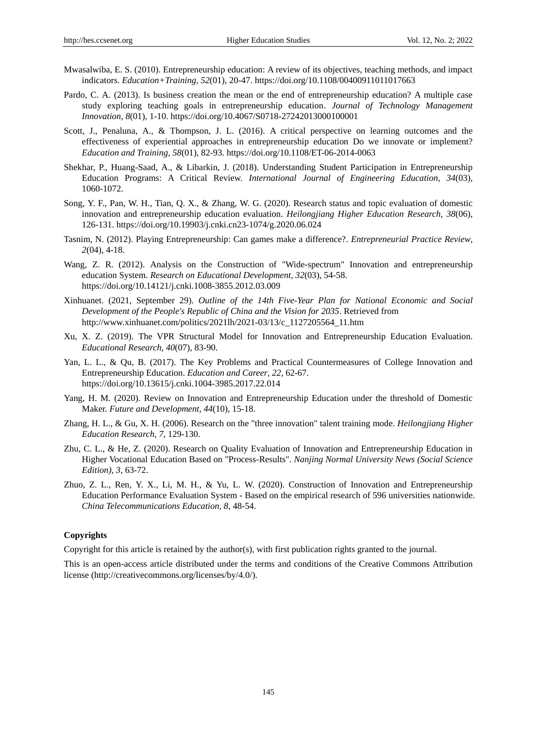Mwasalwiba, E. S. (2010). Entrepreneurship education: A review of its objectives, teaching methods, and impact indicators. *Education+Training, 52*(01), 20-47. https://doi.org/10.1108/00400911011017663

Pardo, C. A. (2013). Is business creation the mean or the end of entrepreneurship education? A multiple case study exploring teaching goals in entrepreneurship education. *Journal of Technology Management Innovation, 8*(01), 1-10. https://doi.org/10.4067/S0718-27242013000100001

Scott, J., Penaluna, A., & Thompson, J. L. (2016). A critical perspective on learning outcomes and the effectiveness of experiential approaches in entrepreneurship education Do we innovate or implement? *Education and Training, 58*(01), 82-93. https://doi.org/10.1108/ET-06-2014-0063

Shekhar, P., Huang-Saad, A., & Libarkin, J. (2018). Understanding Student Participation in Entrepreneurship Education Programs: A Critical Review. *International Journal of Engineering Education, 34*(03), 1060-1072.

Song, Y. F., Pan, W. H., Tian, Q. X., & Zhang, W. G. (2020). Research status and topic evaluation of domestic innovation and entrepreneurship education evaluation. *Heilongjiang Higher Education Research, 38*(06), 126-131. https://doi.org/10.19903/j.cnki.cn23-1074/g.2020.06.024

Tasnim, N. (2012). Playing Entrepreneurship: Can games make a difference?. *Entrepreneurial Practice Review, 2*(04), 4-18.

Wang, Z. R. (2012). Analysis on the Construction of "Wide-spectrum" Innovation and entrepreneurship education System. *Research on Educational Development, 32*(03), 54-58. https://doi.org/10.14121/j.cnki.1008-3855.2012.03.009

Xinhuanet. (2021, September 29). *Outline of the 14th Five-Year Plan for National Economic and Social Development of the People's Republic of China and the Vision for 2035*. Retrieved from http://www.xinhuanet.com/politics/2021lh/2021-03/13/c_1127205564_11.htm

Xu, X. Z. (2019). The VPR Structural Model for Innovation and Entrepreneurship Education Evaluation. *Educational Research, 40*(07), 83-90.

Yan, L. L., & Qu, B. (2017). The Key Problems and Practical Countermeasures of College Innovation and Entrepreneurship Education. *Education and Career, 22*, 62-67. https://doi.org/10.13615/j.cnki.1004-3985.2017.22.014

Yang, H. M. (2020). Review on Innovation and Entrepreneurship Education under the threshold of Domestic Maker. *Future and Development, 44*(10), 15-18.

Zhang, H. L., & Gu, X. H. (2006). Research on the "three innovation" talent training mode. *Heilongjiang Higher Education Research, 7*, 129-130.

Zhu, C. L., & He, Z. (2020). Research on Quality Evaluation of Innovation and Entrepreneurship Education in Higher Vocational Education Based on "Process-Results". *Nanjing Normal University News (Social Science Edition), 3*, 63-72.

Zhuo, Z. L., Ren, Y. X., Li, M. H., & Yu, L. W. (2020). Construction of Innovation and Entrepreneurship Education Performance Evaluation System - Based on the empirical research of 596 universities nationwide. *China Telecommunications Education, 8*, 48-54.

**Copyrights**

Copyright for this article is retained by the author(s), with first publication rights granted to the journal.

This is an open-access article distributed under the terms and conditions of the Creative Commons Attribution license (http://creativecommons.org/licenses/by/4.0/).